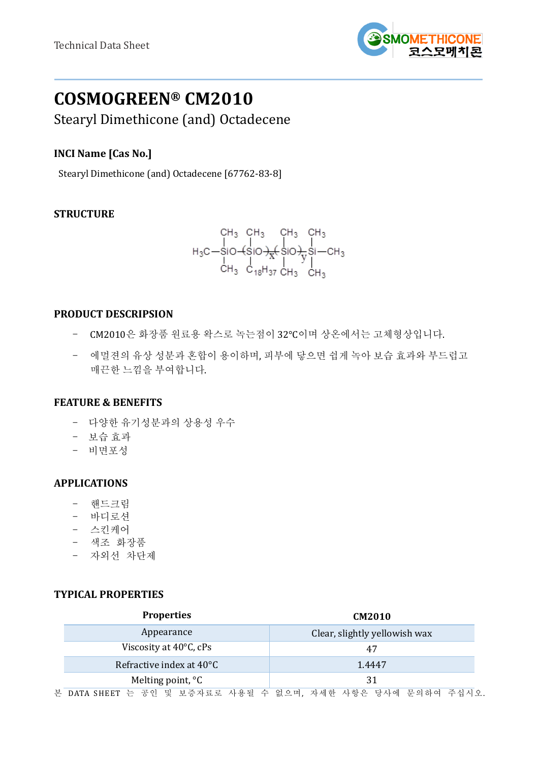Technical Data Sheet

# COSMOGREEN® CM2010

## Stearyl Dimethicone (and) Octadecene

### INCI Name [Cas No.]

Stearyl Dimethicone (and) Octadecene [67762-83-8]

### STRUCTURE

$$H_3C-\underset{CH_3}{\overset{CH_3}{|}}{Si}O-(\underset{C_{18}H_{37}}{\overset{CH_3}{|}}{Si}O)_x-(\underset{CH_3}{\overset{CH_3}{|}}{Si}O)_y-\underset{CH_3}{\overset{CH_3}{|}}{Si}-CH_3$$

### PRODUCT DESCRIPSION

- CM2010은 화장품 원료용 왁스로 녹는점이 32°C이며 상온에서는 고체형상입니다.
- 에멀젼의 유상 성분과 혼합이 용이하며, 피부에 닿으면 쉽게 녹아 보습 효과와 부드럽고 매끈한 느낌을 부여합니다.

### FEATURE & BENEFITS

- 다양한 유기성분과의 상용성 우수
- 보습 효과
- 비면포성

### APPLICATIONS

- 핸드크림
- 바디로션
- 스킨케어
- 색조 화장품
- 자외선 차단제

### TYPICAL PROPERTIES

| Properties | CM2010 |
|---|---|
| Appearance | Clear, slightly yellowish wax |
| Viscosity at 40°C, cPs | 47 |
| Refractive index at 40°C | 1.4447 |
| Melting point, °C | 31 |

본 DATA SHEET 는 공인 및 보증자료로 사용될 수 없으며, 자세한 사항은 당사에 문의하여 주십시오.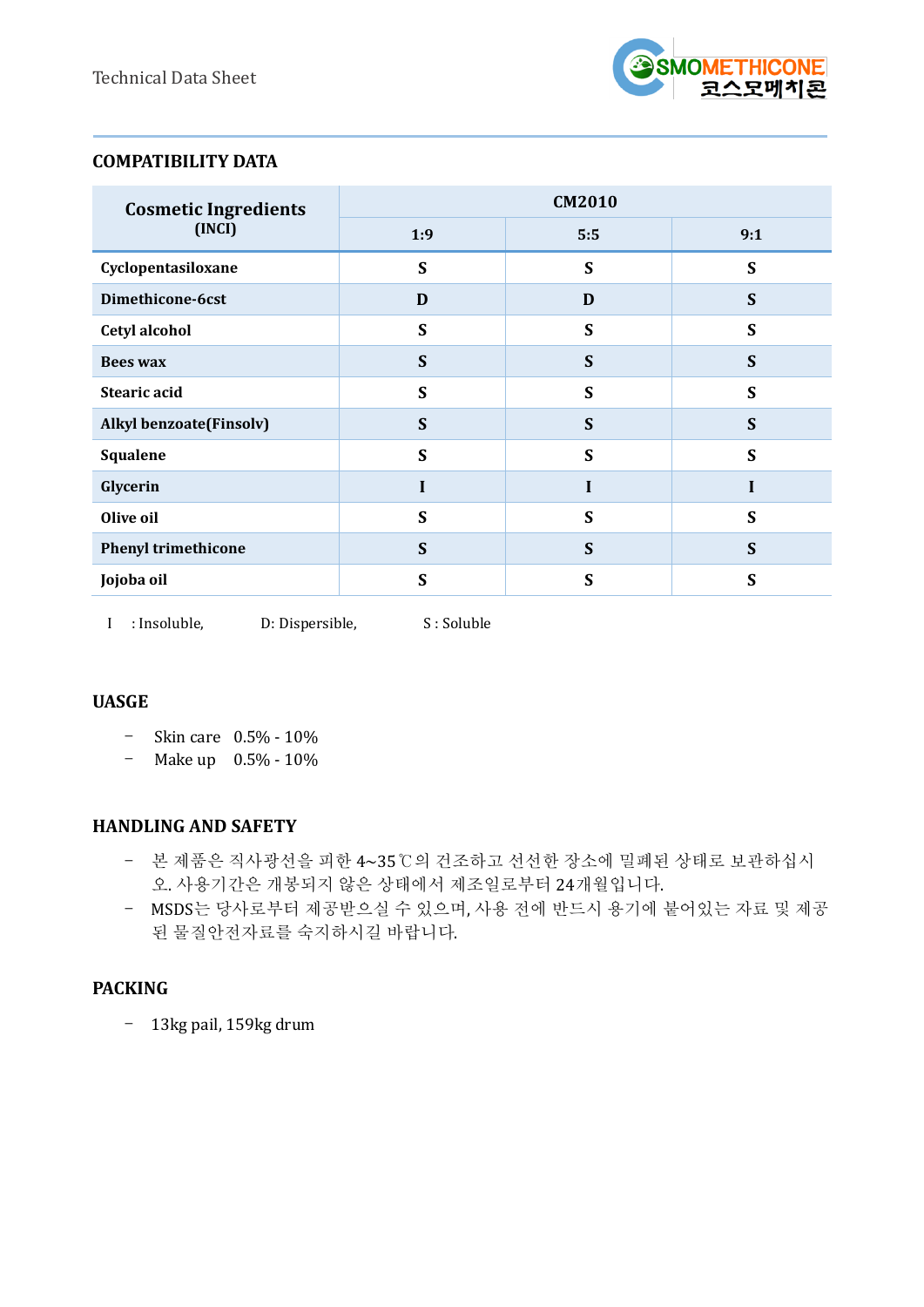## COMPATIBILITY DATA

| Cosmetic Ingredients (INCI) | CM2010 | | |
|---|---|---|---|
| | 1:9 | 5:5 | 9:1 |
| Cyclopentasiloxane | S | S | S |
| Dimethicone-6cst | D | D | S |
| Cetyl alcohol | S | S | S |
| Bees wax | S | S | S |
| Stearic acid | S | S | S |
| Alkyl benzoate(Finsolv) | S | S | S |
| Squalene | S | S | S |
| Glycerin | I | I | I |
| Olive oil | S | S | S |
| Phenyl trimethicone | S | S | S |
| Jojoba oil | S | S | S |

I : Insoluble, D: Dispersible, S : Soluble

## UASGE

- Skin care 0.5% - 10%
- Make up 0.5% - 10%

## HANDLING AND SAFETY

- 본 제품은 직사광선을 피한 4~35℃의 건조하고 선선한 장소에 밀폐된 상태로 보관하십시오. 사용기간은 개봉되지 않은 상태에서 제조일로부터 24개월입니다.
- MSDS는 당사로부터 제공받으실 수 있으며, 사용 전에 반드시 용기에 붙어있는 자료 및 제공된 물질안전자료를 숙지하시길 바랍니다.

## PACKING

- 13kg pail, 159kg drum